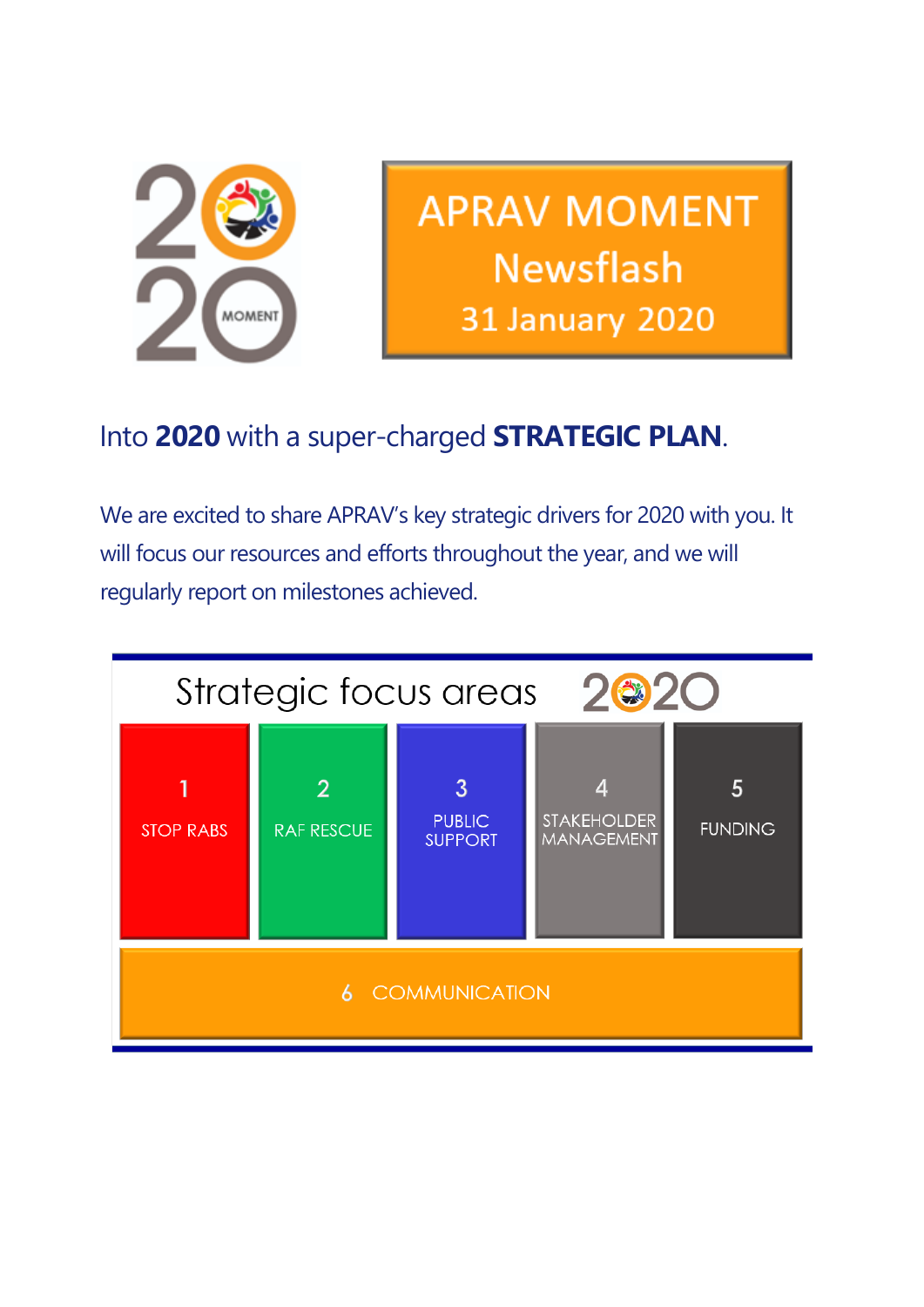# APRAV MOMENT Newsflash

## 31 January 2020

## Into **2020** with a super-charged **STRATEGIC PLAN**.

We are excited to share APRAV's key strategic drivers for 2020 with you. It will focus our resources and efforts throughout the year, and we will regularly report on milestones achieved.

### Strategic focus areas 2020

1. STOP RABS
2. RAF RESCUE
3. PUBLIC SUPPORT
4. STAKEHOLDER MANAGEMENT
5. FUNDING
6. COMMUNICATION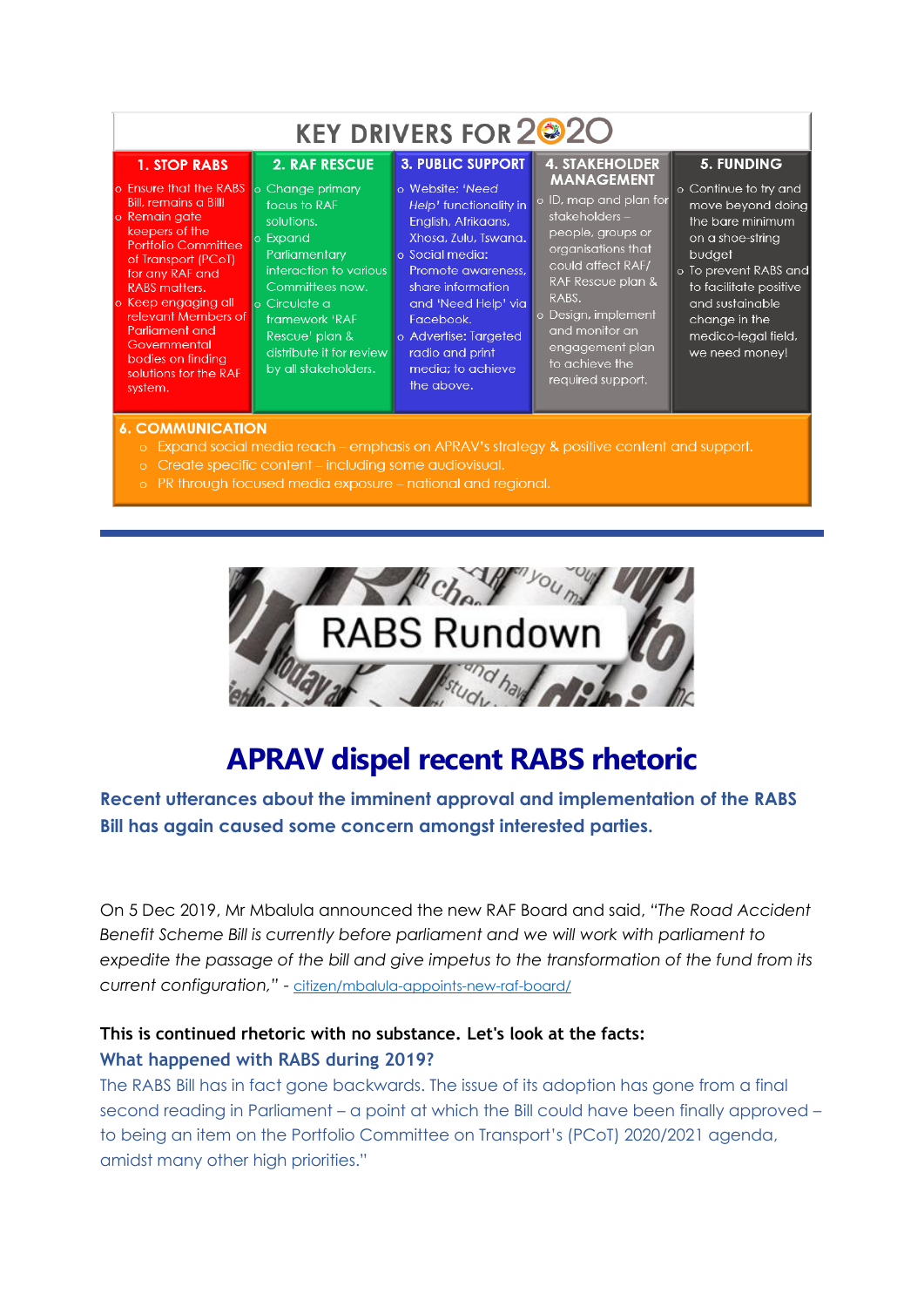## KEY DRIVERS FOR 2020

| 1. STOP RABS | 2. RAF RESCUE | 3. PUBLIC SUPPORT | 4. STAKEHOLDER MANAGEMENT | 5. FUNDING |
|---|---|---|---|---|
| o Ensure that the RABS Bill, remains a Bill! o Remain gate keepers of the Portfolio Committee of Transport (PCoT) for any RAF and RABS matters. o Keep engaging all relevant Members of Parliament and Governmental bodies on finding solutions for the RAF system. | o Change primary focus to RAF solutions. o Expand Parliamentary interaction to various Committees now. o Circulate a framework 'RAF Rescue' plan & distribute it for review by all stakeholders. | o Website: *'Need Help'* functionality in English, Afrikaans, Xhosa, Zulu, Tswana. o Social media: Promote awareness, share information and 'Need Help' via Facebook. o Advertise: Targeted radio and print media; to achieve the above. | o ID, map and plan for stakeholders – people, groups or organisations that could affect RAF/ RAF Rescue plan & RABS. o Design, implement and monitor an engagement plan to achieve the required support. | o Continue to try and move beyond doing the bare minimum on a shoe-string budget o To prevent RABS and to facilitate positive and sustainable change in the medico-legal field, we need money! |

**6. COMMUNICATION**

- Expand social media reach – emphasis on APRAV's strategy & positive content and support.
- Create specific content – including some audiovisual.
- PR through focused media exposure – national and regional.

---

## RABS Rundown

# APRAV dispel recent RABS rhetoric

**Recent utterances about the imminent approval and implementation of the RABS Bill has again caused some concern amongst interested parties.**

On 5 Dec 2019, Mr Mbalula announced the new RAF Board and said, *"The Road Accident Benefit Scheme Bill is currently before parliament and we will work with parliament to expedite the passage of the bill and give impetus to the transformation of the fund from its current configuration,"* - citizen/mbalula-appoints-new-raf-board/

**This is continued rhetoric with no substance. Let's look at the facts:**

**What happened with RABS during 2019?**

The RABS Bill has in fact gone backwards. The issue of its adoption has gone from a final second reading in Parliament – a point at which the Bill could have been finally approved – to being an item on the Portfolio Committee on Transport's (PCoT) 2020/2021 agenda, amidst many other high priorities."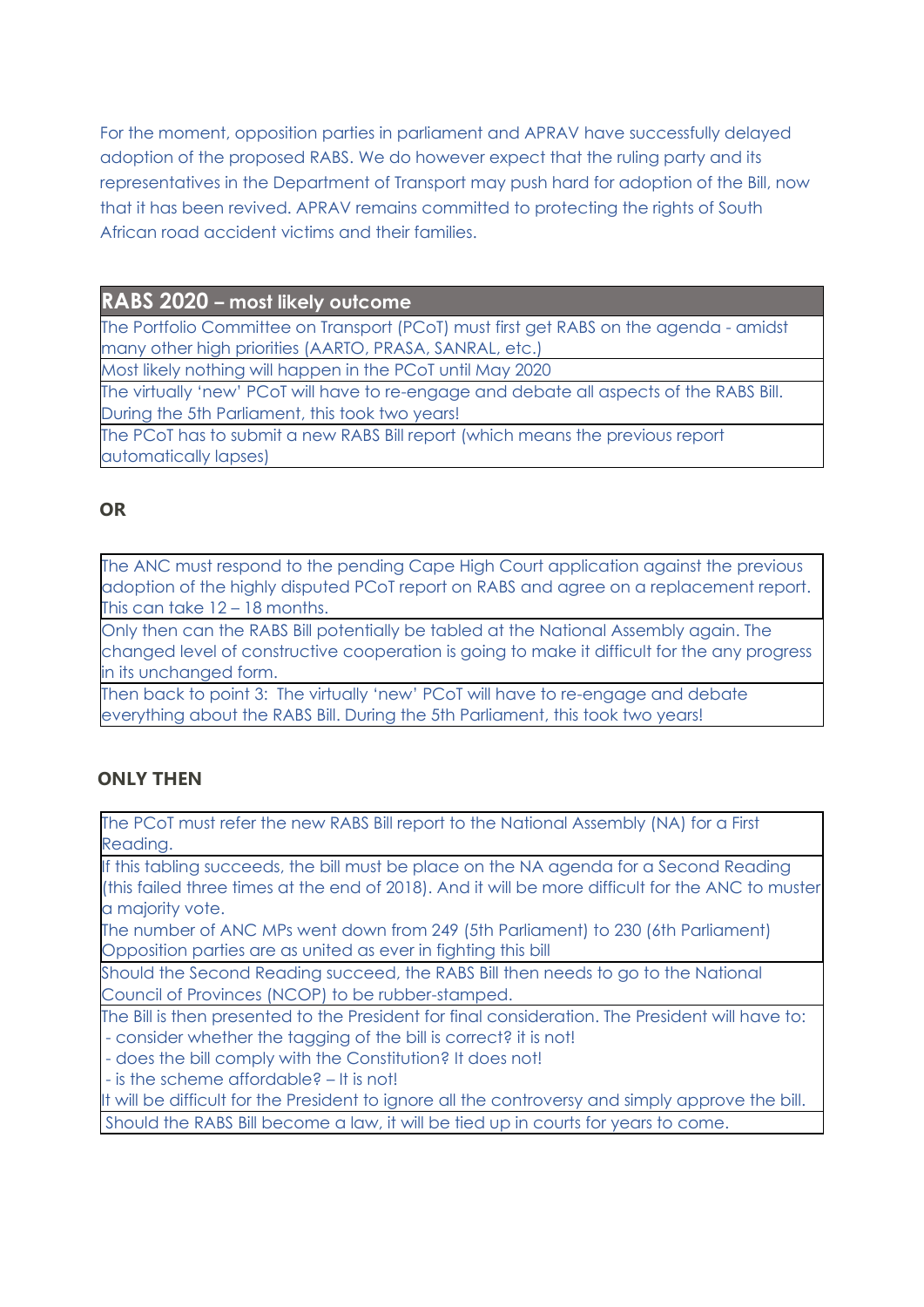For the moment, opposition parties in parliament and APRAV have successfully delayed adoption of the proposed RABS. We do however expect that the ruling party and its representatives in the Department of Transport may push hard for adoption of the Bill, now that it has been revived. APRAV remains committed to protecting the rights of South African road accident victims and their families.

| **RABS 2020 – most likely outcome** |
| --- |
| The Portfolio Committee on Transport (PCoT) must first get RABS on the agenda - amidst many other high priorities (AARTO, PRASA, SANRAL, etc.) |
| Most likely nothing will happen in the PCoT until May 2020 |
| The virtually 'new' PCoT will have to re-engage and debate all aspects of the RABS Bill. During the 5th Parliament, this took two years! |
| The PCoT has to submit a new RABS Bill report (which means the previous report automatically lapses) |

**OR**

| |
| --- |
| The ANC must respond to the pending Cape High Court application against the previous adoption of the highly disputed PCoT report on RABS and agree on a replacement report. This can take 12 – 18 months. |
| Only then can the RABS Bill potentially be tabled at the National Assembly again. The changed level of constructive cooperation is going to make it difficult for the any progress in its unchanged form. |
| Then back to point 3: The virtually 'new' PCoT will have to re-engage and debate everything about the RABS Bill. During the 5th Parliament, this took two years! |

**ONLY THEN**

| |
| --- |
| The PCoT must refer the new RABS Bill report to the National Assembly (NA) for a First Reading. |
| If this tabling succeeds, the bill must be place on the NA agenda for a Second Reading (this failed three times at the end of 2018). And it will be more difficult for the ANC to muster a majority vote. The number of ANC MPs went down from 249 (5th Parliament) to 230 (6th Parliament) Opposition parties are as united as ever in fighting this bill |
| Should the Second Reading succeed, the RABS Bill then needs to go to the National Council of Provinces (NCOP) to be rubber-stamped. |
| The Bill is then presented to the President for final consideration. The President will have to: - consider whether the tagging of the bill is correct? it is not! - does the bill comply with the Constitution? It does not! - is the scheme affordable? – It is not! It will be difficult for the President to ignore all the controversy and simply approve the bill. |
| Should the RABS Bill become a law, it will be tied up in courts for years to come. |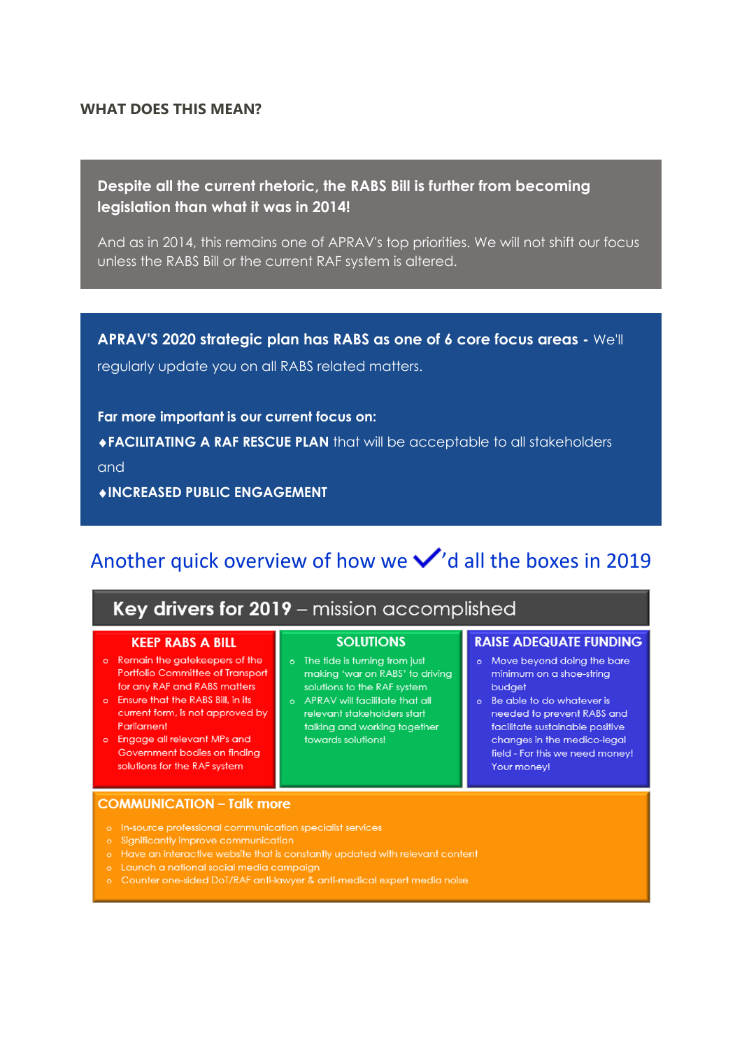**WHAT DOES THIS MEAN?**

**Despite all the current rhetoric, the RABS Bill is further from becoming legislation than what it was in 2014!**

And as in 2014, this remains one of APRAV's top priorities. We will not shift our focus unless the RABS Bill or the current RAF system is altered.

**APRAV'S 2020 strategic plan has RABS as one of 6 core focus areas -** We'll regularly update you on all RABS related matters.

**Far more important is our current focus on:**

♦**FACILITATING A RAF RESCUE PLAN** that will be acceptable to all stakeholders and

♦**INCREASED PUBLIC ENGAGEMENT**

## Another quick overview of how we ✓'d all the boxes in 2019

### Key drivers for 2019 – mission accomplished

**KEEP RABS A BILL**

- Remain the gatekeepers of the Portfolio Committee of Transport for any RAF and RABS matters
- Ensure that the RABS Bill, in its current form, is not approved by Parliament
- Engage all relevant MPs and Government bodies on finding solutions for the RAF system

**SOLUTIONS**

- The tide is turning from just making 'war on RABS' to driving solutions to the RAF system
- APRAV will facilitate that all relevant stakeholders start talking and working together towards solutions!

**RAISE ADEQUATE FUNDING**

- Move beyond doing the bare minimum on a shoe-string budget
- Be able to do whatever is needed to prevent RABS and facilitate sustainable positive changes in the medico-legal field - For this we need money! Your money!

**COMMUNICATION – Talk more**

- In-source professional communication specialist services
- Significantly improve communication
- Have an interactive website that is constantly updated with relevant content
- Launch a national social media campaign
- Counter one-sided DoT/RAF anti-lawyer & anti-medical expert media noise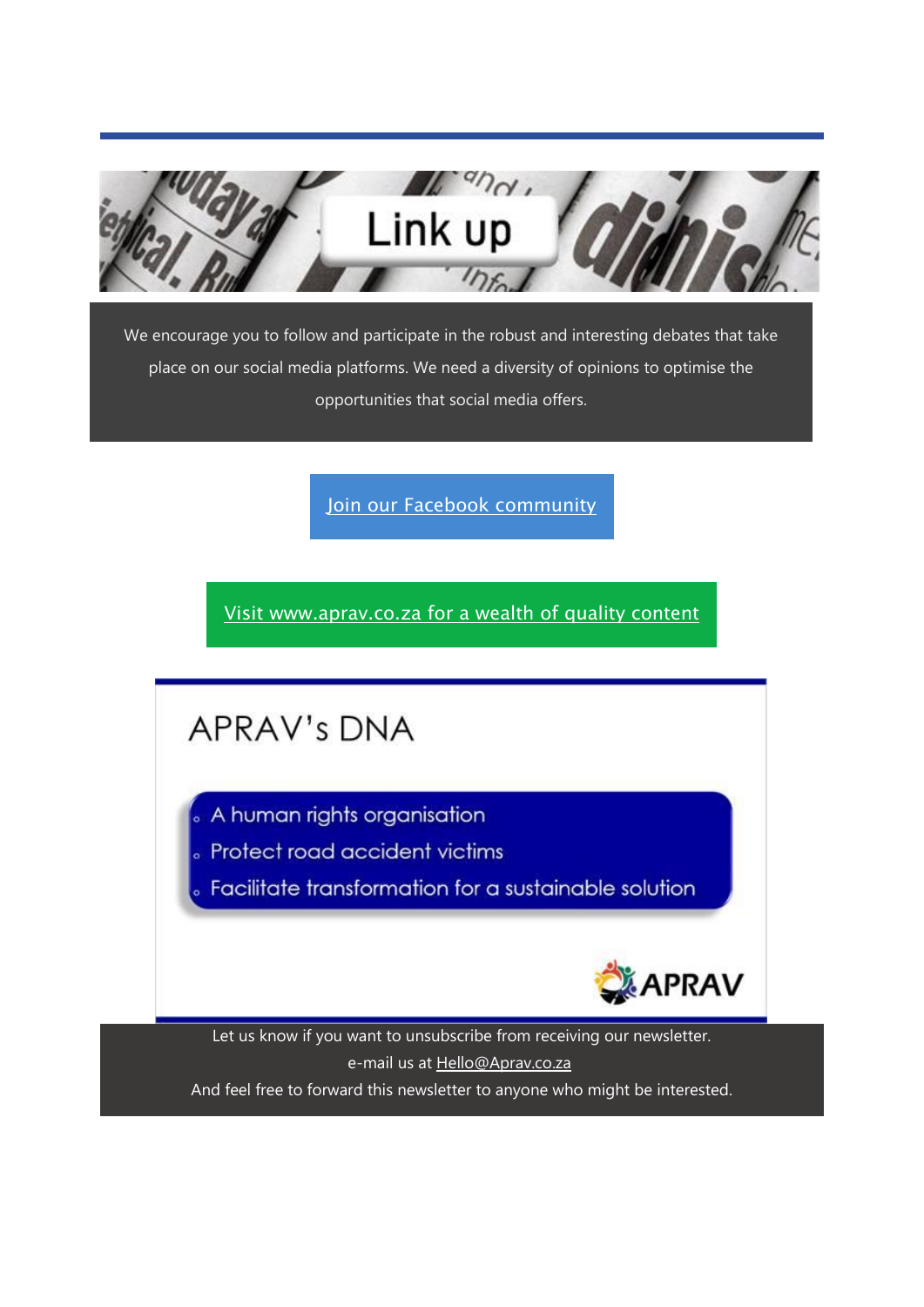## Link up

We encourage you to follow and participate in the robust and interesting debates that take place on our social media platforms. We need a diversity of opinions to optimise the opportunities that social media offers.

[Join our Facebook community]

[Visit www.aprav.co.za for a wealth of quality content]

## APRAV's DNA

- A human rights organisation
- Protect road accident victims
- Facilitate transformation for a sustainable solution

APRAV

Let us know if you want to unsubscribe from receiving our newsletter.

e-mail us at Hello@Aprav.co.za

And feel free to forward this newsletter to anyone who might be interested.